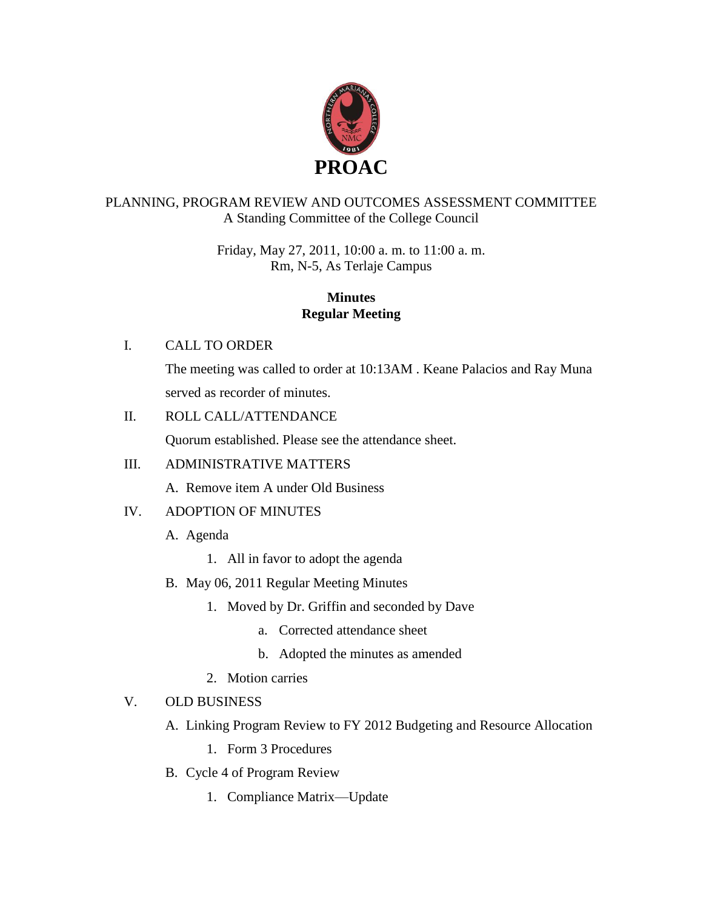# PROAC

PLANNING, PROGRAM REVIEW AND OUTCOMES ASSESSMENT COMMITTEE
A Standing Committee of the College Council

Friday, May 27, 2011, 10:00 a. m. to 11:00 a. m.
Rm, N-5, As Terlaje Campus

**Minutes**
**Regular Meeting**

I. CALL TO ORDER

The meeting was called to order at 10:13AM . Keane Palacios and Ray Muna served as recorder of minutes.

II. ROLL CALL/ATTENDANCE

Quorum established. Please see the attendance sheet.

III. ADMINISTRATIVE MATTERS

A. Remove item A under Old Business

IV. ADOPTION OF MINUTES

A. Agenda
   1. All in favor to adopt the agenda

B. May 06, 2011 Regular Meeting Minutes
   1. Moved by Dr. Griffin and seconded by Dave
      a. Corrected attendance sheet
      b. Adopted the minutes as amended
   2. Motion carries

V. OLD BUSINESS

A. Linking Program Review to FY 2012 Budgeting and Resource Allocation
   1. Form 3 Procedures

B. Cycle 4 of Program Review
   1. Compliance Matrix—Update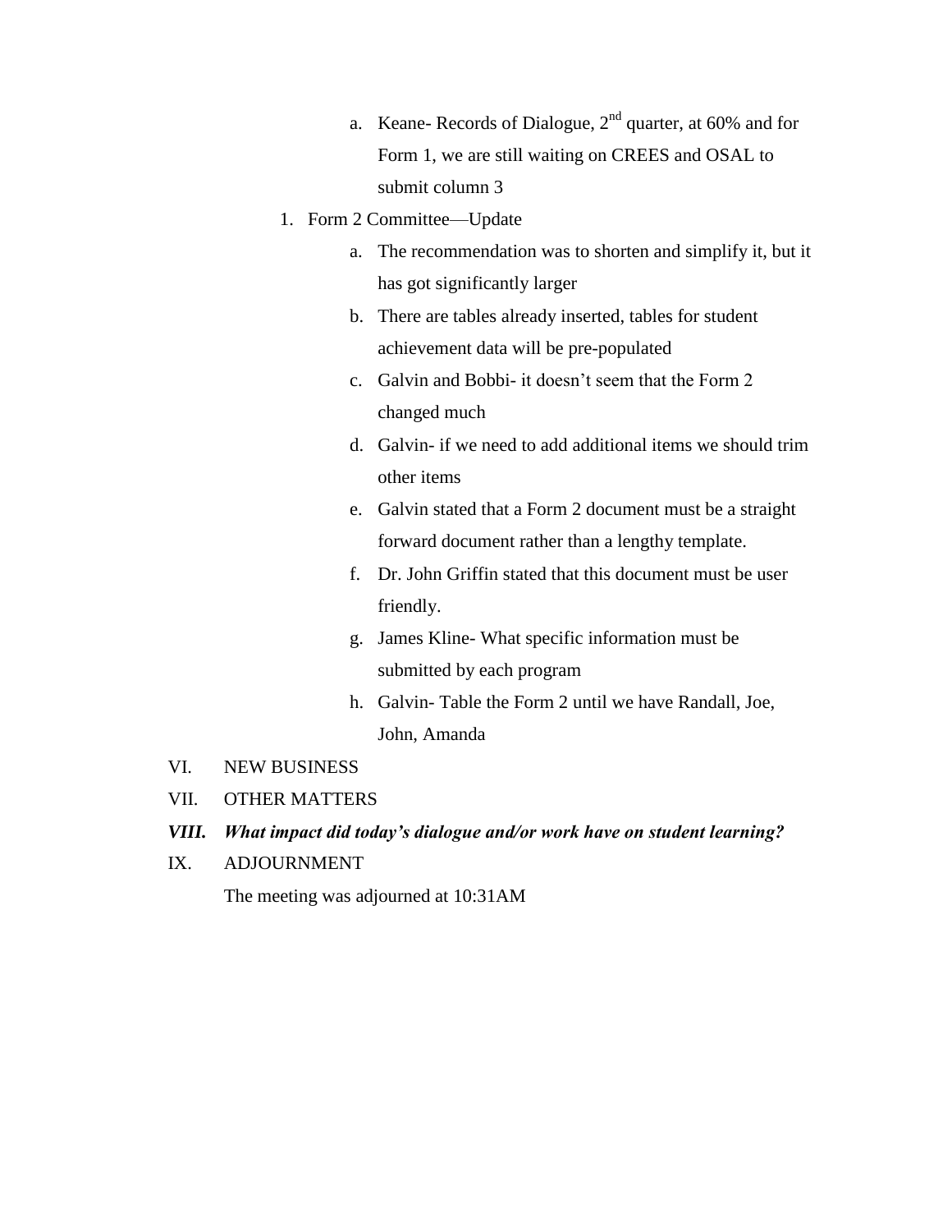a. Keane- Records of Dialogue, 2nd quarter, at 60% and for Form 1, we are still waiting on CREES and OSAL to submit column 3

1. Form 2 Committee—Update
    a. The recommendation was to shorten and simplify it, but it has got significantly larger
    b. There are tables already inserted, tables for student achievement data will be pre-populated
    c. Galvin and Bobbi- it doesn't seem that the Form 2 changed much
    d. Galvin- if we need to add additional items we should trim other items
    e. Galvin stated that a Form 2 document must be a straight forward document rather than a lengthy template.
    f. Dr. John Griffin stated that this document must be user friendly.
    g. James Kline- What specific information must be submitted by each program
    h. Galvin- Table the Form 2 until we have Randall, Joe, John, Amanda

VI. NEW BUSINESS

VII. OTHER MATTERS

***VIII. What impact did today's dialogue and/or work have on student learning?***

IX. ADJOURNMENT

The meeting was adjourned at 10:31AM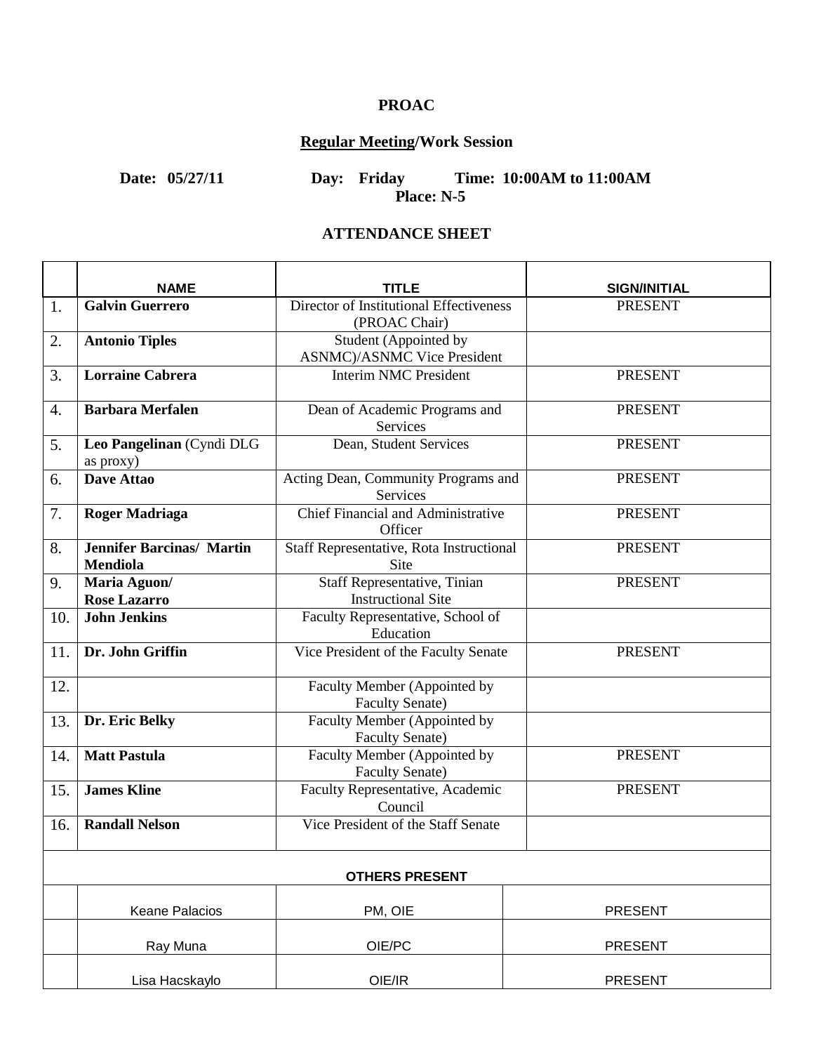**PROAC**

**Regular Meeting/Work Session**

**Date: 05/27/11 Day: Friday Time: 10:00AM to 11:00AM**
**Place: N-5**

**ATTENDANCE SHEET**

| | NAME | TITLE | SIGN/INITIAL |
|---|---|---|---|
| 1. | **Galvin Guerrero** | Director of Institutional Effectiveness (PROAC Chair) | PRESENT |
| 2. | **Antonio Tiples** | Student (Appointed by ASNMC)/ASNMC Vice President | |
| 3. | **Lorraine Cabrera** | Interim NMC President | PRESENT |
| 4. | **Barbara Merfalen** | Dean of Academic Programs and Services | PRESENT |
| 5. | **Leo Pangelinan** (Cyndi DLG as proxy) | Dean, Student Services | PRESENT |
| 6. | **Dave Attao** | Acting Dean, Community Programs and Services | PRESENT |
| 7. | **Roger Madriaga** | Chief Financial and Administrative Officer | PRESENT |
| 8. | **Jennifer Barcinas/ Martin Mendiola** | Staff Representative, Rota Instructional Site | PRESENT |
| 9. | **Maria Aguon/ Rose Lazarro** | Staff Representative, Tinian Instructional Site | PRESENT |
| 10. | **John Jenkins** | Faculty Representative, School of Education | |
| 11. | **Dr. John Griffin** | Vice President of the Faculty Senate | PRESENT |
| 12. | | Faculty Member (Appointed by Faculty Senate) | |
| 13. | **Dr. Eric Belky** | Faculty Member (Appointed by Faculty Senate) | |
| 14. | **Matt Pastula** | Faculty Member (Appointed by Faculty Senate) | PRESENT |
| 15. | **James Kline** | Faculty Representative, Academic Council | PRESENT |
| 16. | **Randall Nelson** | Vice President of the Staff Senate | |
| | **OTHERS PRESENT** | | |
| | Keane Palacios | PM, OIE | PRESENT |
| | Ray Muna | OIE/PC | PRESENT |
| | Lisa Hacskaylo | OIE/IR | PRESENT |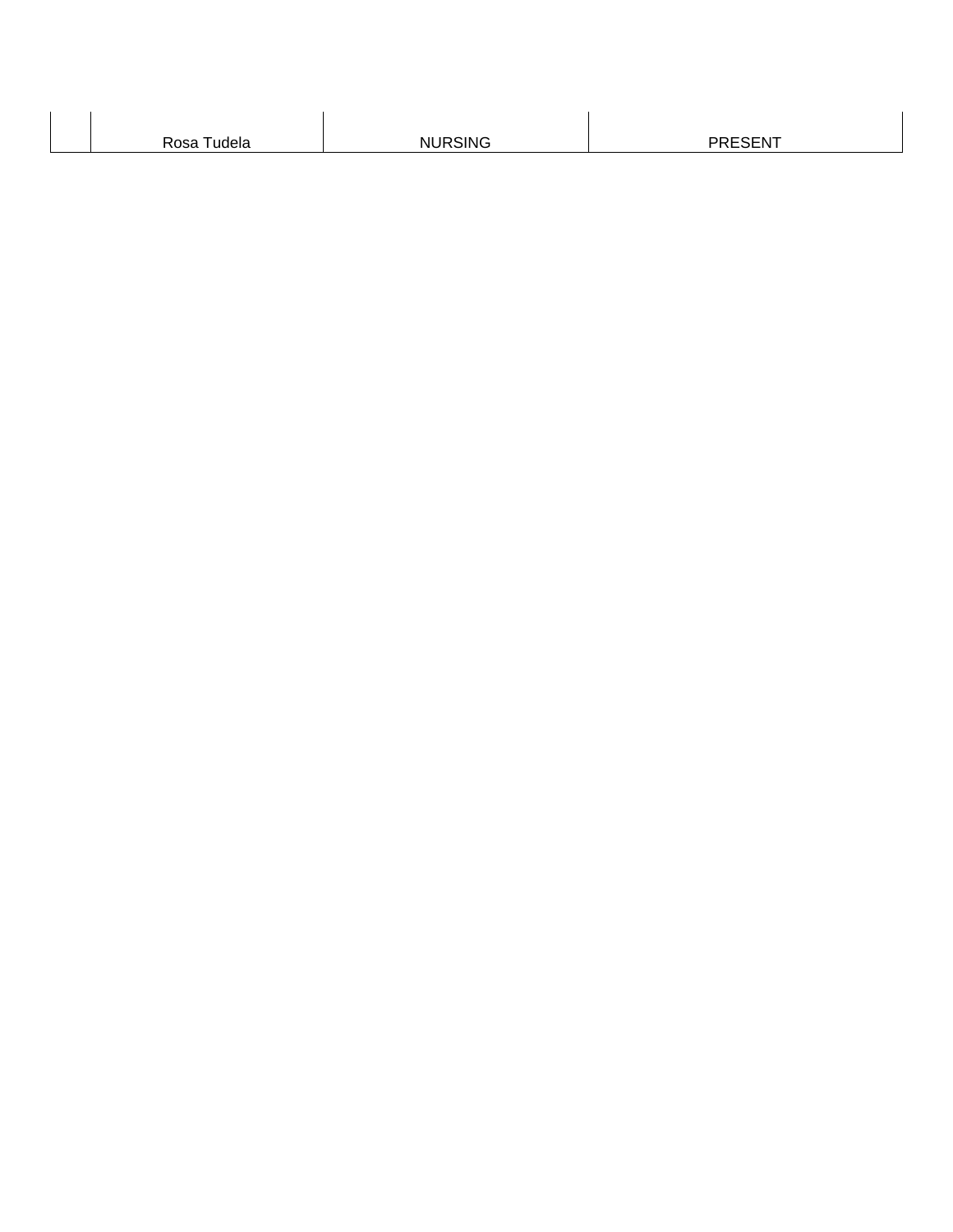| | | | |
|---|---|---|---|
| | Rosa Tudela | NURSING | PRESENT |